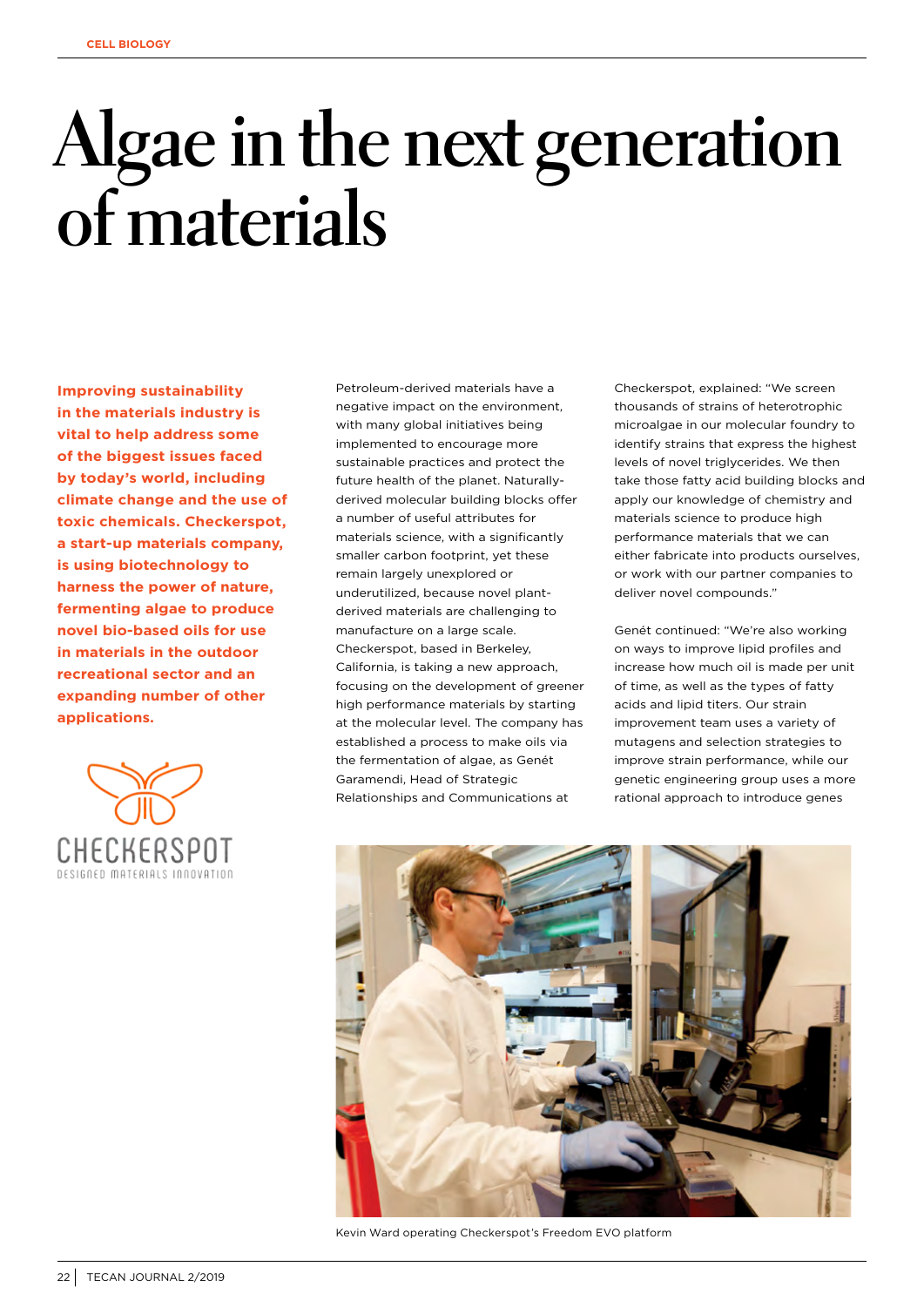# Algae in the next generation of materials

**Improving sustainability in the materials industry is vital to help address some of the biggest issues faced by today's world, including climate change and the use of toxic chemicals. Checkerspot, a start-up materials company, is using biotechnology to harness the power of nature, fermenting algae to produce novel bio-based oils for use in materials in the outdoor recreational sector and an expanding number of other applications.**

CHECKERSPOT
DESIGNED MATERIALS INNOVATION

Petroleum-derived materials have a negative impact on the environment, with many global initiatives being implemented to encourage more sustainable practices and protect the future health of the planet. Naturally-derived molecular building blocks offer a number of useful attributes for materials science, with a significantly smaller carbon footprint, yet these remain largely unexplored or underutilized, because novel plant-derived materials are challenging to manufacture on a large scale. Checkerspot, based in Berkeley, California, is taking a new approach, focusing on the development of greener high performance materials by starting at the molecular level. The company has established a process to make oils via the fermentation of algae, as Genét Garamendi, Head of Strategic Relationships and Communications at Checkerspot, explained: "We screen thousands of strains of heterotrophic microalgae in our molecular foundry to identify strains that express the highest levels of novel triglycerides. We then take those fatty acid building blocks and apply our knowledge of chemistry and materials science to produce high performance materials that we can either fabricate into products ourselves, or work with our partner companies to deliver novel compounds."

Genét continued: "We're also working on ways to improve lipid profiles and increase how much oil is made per unit of time, as well as the types of fatty acids and lipid titers. Our strain improvement team uses a variety of mutagens and selection strategies to improve strain performance, while our genetic engineering group uses a more rational approach to introduce genes

Kevin Ward operating Checkerspot's Freedom EVO platform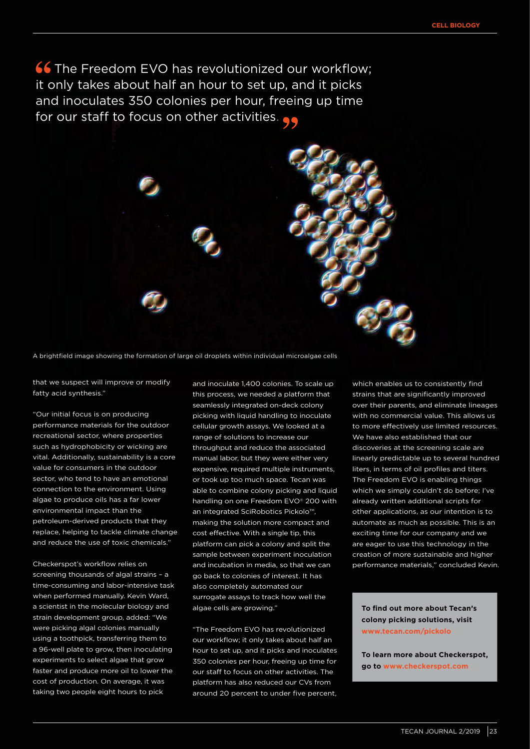> "The Freedom EVO has revolutionized our workflow; it only takes about half an hour to set up, and it picks and inoculates 350 colonies per hour, freeing up time for our staff to focus on other activities."

A brightfield image showing the formation of large oil droplets within individual microalgae cells

that we suspect will improve or modify fatty acid synthesis."

"Our initial focus is on producing performance materials for the outdoor recreational sector, where properties such as hydrophobicity or wicking are vital. Additionally, sustainability is a core value for consumers in the outdoor sector, who tend to have an emotional connection to the environment. Using algae to produce oils has a far lower environmental impact than the petroleum-derived products that they replace, helping to tackle climate change and reduce the use of toxic chemicals."

Checkerspot's workflow relies on screening thousands of algal strains – a time-consuming and labor-intensive task when performed manually. Kevin Ward, a scientist in the molecular biology and strain development group, added: "We were picking algal colonies manually using a toothpick, transferring them to a 96-well plate to grow, then inoculating experiments to select algae that grow faster and produce more oil to lower the cost of production. On average, it was taking two people eight hours to pick and inoculate 1,400 colonies. To scale up this process, we needed a platform that seamlessly integrated on-deck colony picking with liquid handling to inoculate cellular growth assays. We looked at a range of solutions to increase our throughput and reduce the associated manual labor, but they were either very expensive, required multiple instruments, or took up too much space. Tecan was able to combine colony picking and liquid handling on one Freedom EVO® 200 with an integrated SciRobotics Pickolo™, making the solution more compact and cost effective. With a single tip, this platform can pick a colony and split the sample between experiment inoculation and incubation in media, so that we can go back to colonies of interest. It has also completely automated our surrogate assays to track how well the algae cells are growing."

"The Freedom EVO has revolutionized our workflow; it only takes about half an hour to set up, and it picks and inoculates 350 colonies per hour, freeing up time for our staff to focus on other activities. The platform has also reduced our CVs from around 20 percent to under five percent, which enables us to consistently find strains that are significantly improved over their parents, and eliminate lineages with no commercial value. This allows us to more effectively use limited resources. We have also established that our discoveries at the screening scale are linearly predictable up to several hundred liters, in terms of oil profiles and titers. The Freedom EVO is enabling things which we simply couldn't do before; I've already written additional scripts for other applications, as our intention is to automate as much as possible. This is an exciting time for our company and we are eager to use this technology in the creation of more sustainable and higher performance materials," concluded Kevin.

**To find out more about Tecan's colony picking solutions, visit www.tecan.com/pickolo**

**To learn more about Checkerspot, go to www.checkerspot.com**